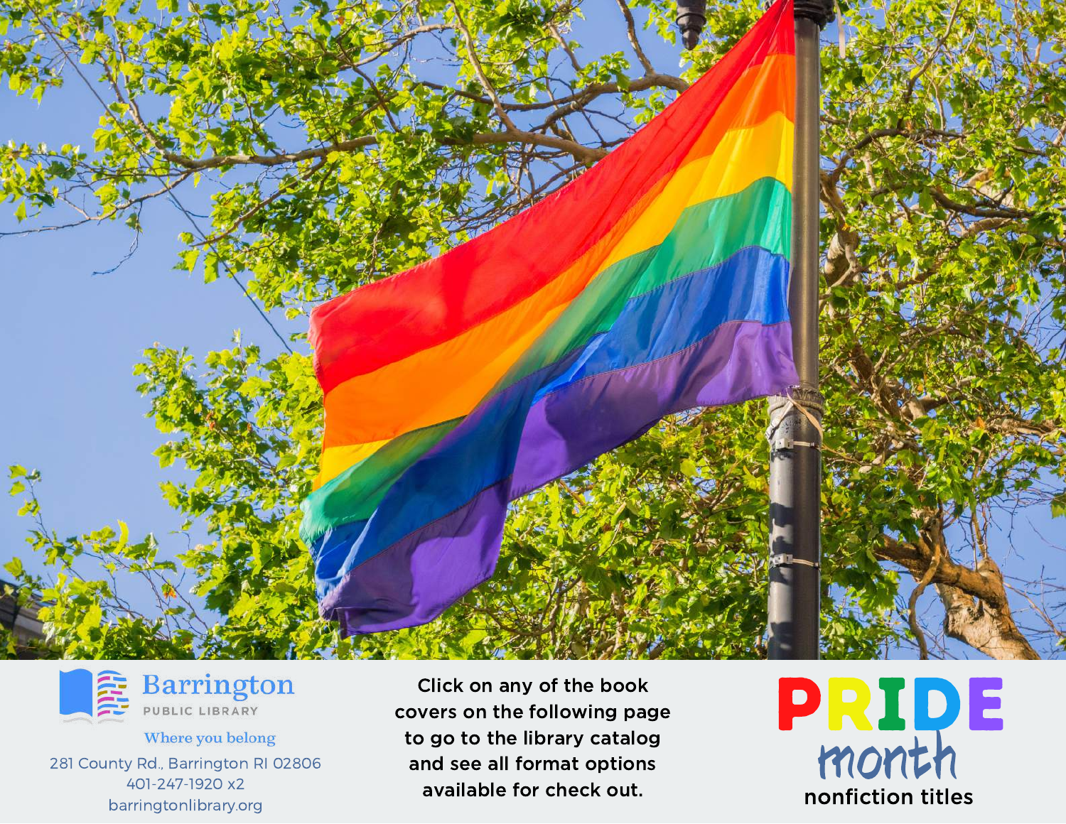# PRIDE month

## nonfiction titles

Click on any of the book covers on the following page to go to the library catalog and see all format options available for check out.

Barrington
PUBLIC LIBRARY

*Where you belong*

281 County Rd., Barrington RI 02806
401-247-1920 x2
barringtonlibrary.org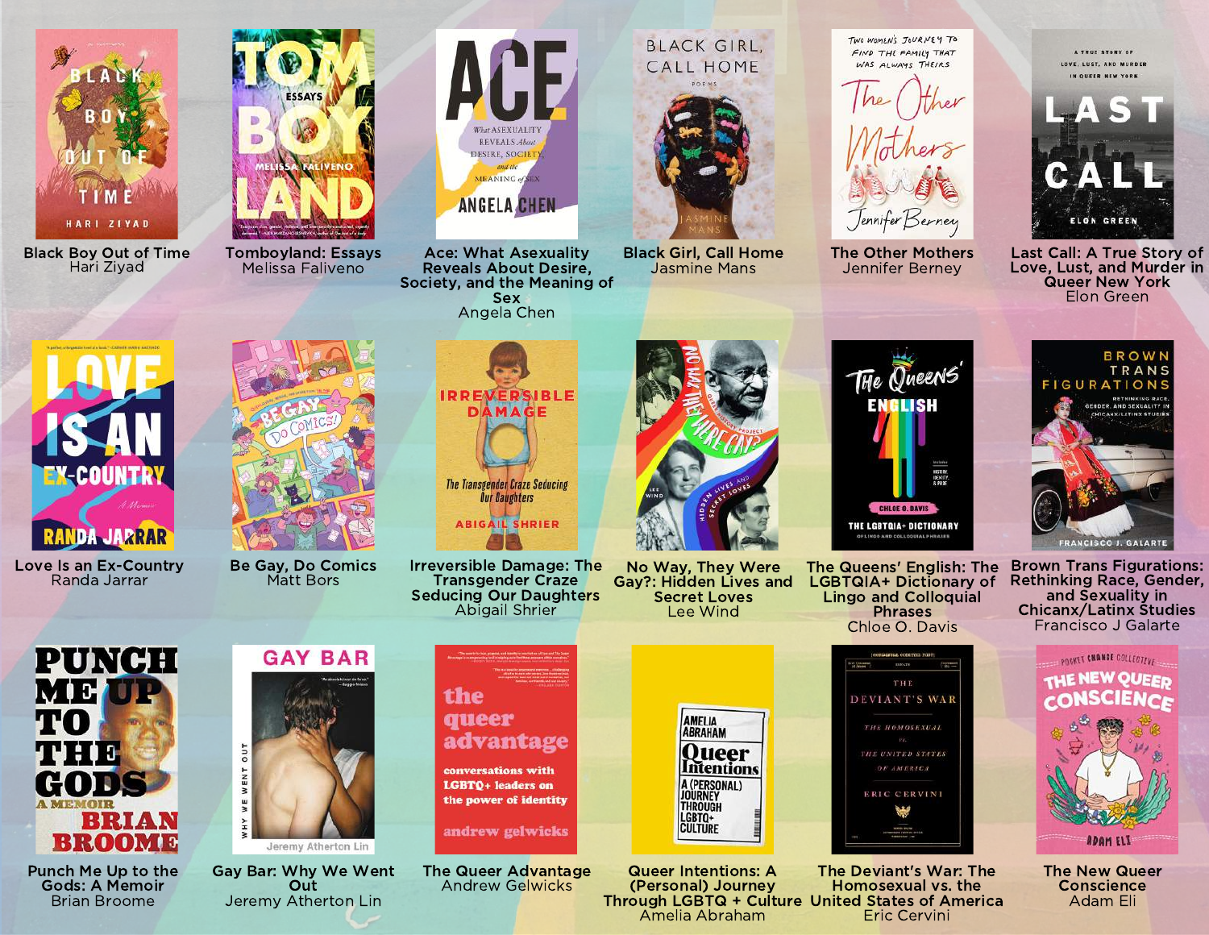Black Boy Out of Time
Hari Ziyad

Tomboyland: Essays
Melissa Faliveno

Ace: What Asexuality Reveals About Desire, Society, and the Meaning of Sex
Angela Chen

Black Girl, Call Home
Jasmine Mans

The Other Mothers
Jennifer Berney

Last Call: A True Story of Love, Lust, and Murder in Queer New York
Elon Green

Love Is an Ex-Country
Randa Jarrar

Be Gay, Do Comics
Matt Bors

Irreversible Damage: The Transgender Craze Seducing Our Daughters
Abigail Shrier

No Way, They Were Gay?: Hidden Lives and Secret Loves
Lee Wind

The Queens' English: The LGBTQIA+ Dictionary of Lingo and Colloquial Phrases
Chloe O. Davis

Brown Trans Figurations: Rethinking Race, Gender, and Sexuality in Chicanx/Latinx Studies
Francisco J Galarte

Punch Me Up to the Gods: A Memoir
Brian Broome

Gay Bar: Why We Went Out
Jeremy Atherton Lin

The Queer Advantage
Andrew Gelwicks

Queer Intentions: A (Personal) Journey Through LGBTQ + Culture
Amelia Abraham

The Deviant's War: The Homosexual vs. the United States of America
Eric Cervini

The New Queer Conscience
Adam Eli